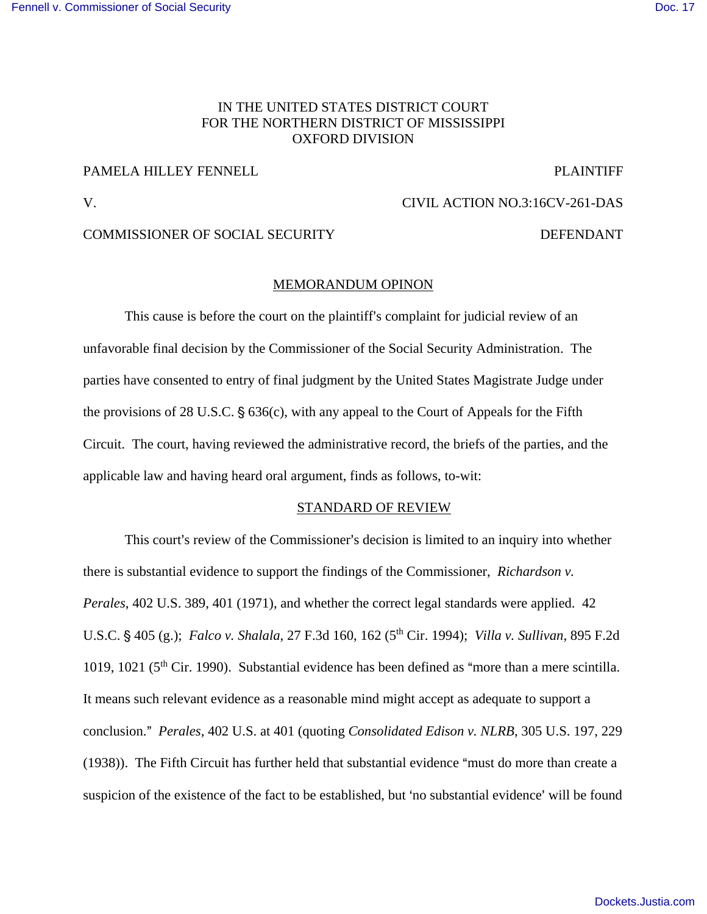IN THE UNITED STATES DISTRICT COURT
FOR THE NORTHERN DISTRICT OF MISSISSIPPI
OXFORD DIVISION

PAMELA HILLEY FENNELL — PLAINTIFF

V. — CIVIL ACTION NO.3:16CV-261-DAS

COMMISSIONER OF SOCIAL SECURITY — DEFENDANT

## MEMORANDUM OPINON

This cause is before the court on the plaintiff's complaint for judicial review of an unfavorable final decision by the Commissioner of the Social Security Administration. The parties have consented to entry of final judgment by the United States Magistrate Judge under the provisions of 28 U.S.C. § 636(c), with any appeal to the Court of Appeals for the Fifth Circuit. The court, having reviewed the administrative record, the briefs of the parties, and the applicable law and having heard oral argument, finds as follows, to-wit:

## STANDARD OF REVIEW

This court's review of the Commissioner's decision is limited to an inquiry into whether there is substantial evidence to support the findings of the Commissioner, *Richardson v. Perales*, 402 U.S. 389, 401 (1971), and whether the correct legal standards were applied. 42 U.S.C. § 405 (g.); *Falco v. Shalala*, 27 F.3d 160, 162 (5th Cir. 1994); *Villa v. Sullivan*, 895 F.2d 1019, 1021 (5th Cir. 1990). Substantial evidence has been defined as "more than a mere scintilla. It means such relevant evidence as a reasonable mind might accept as adequate to support a conclusion." *Perales*, 402 U.S. at 401 (quoting *Consolidated Edison v. NLRB*, 305 U.S. 197, 229 (1938)). The Fifth Circuit has further held that substantial evidence "must do more than create a suspicion of the existence of the fact to be established, but 'no substantial evidence' will be found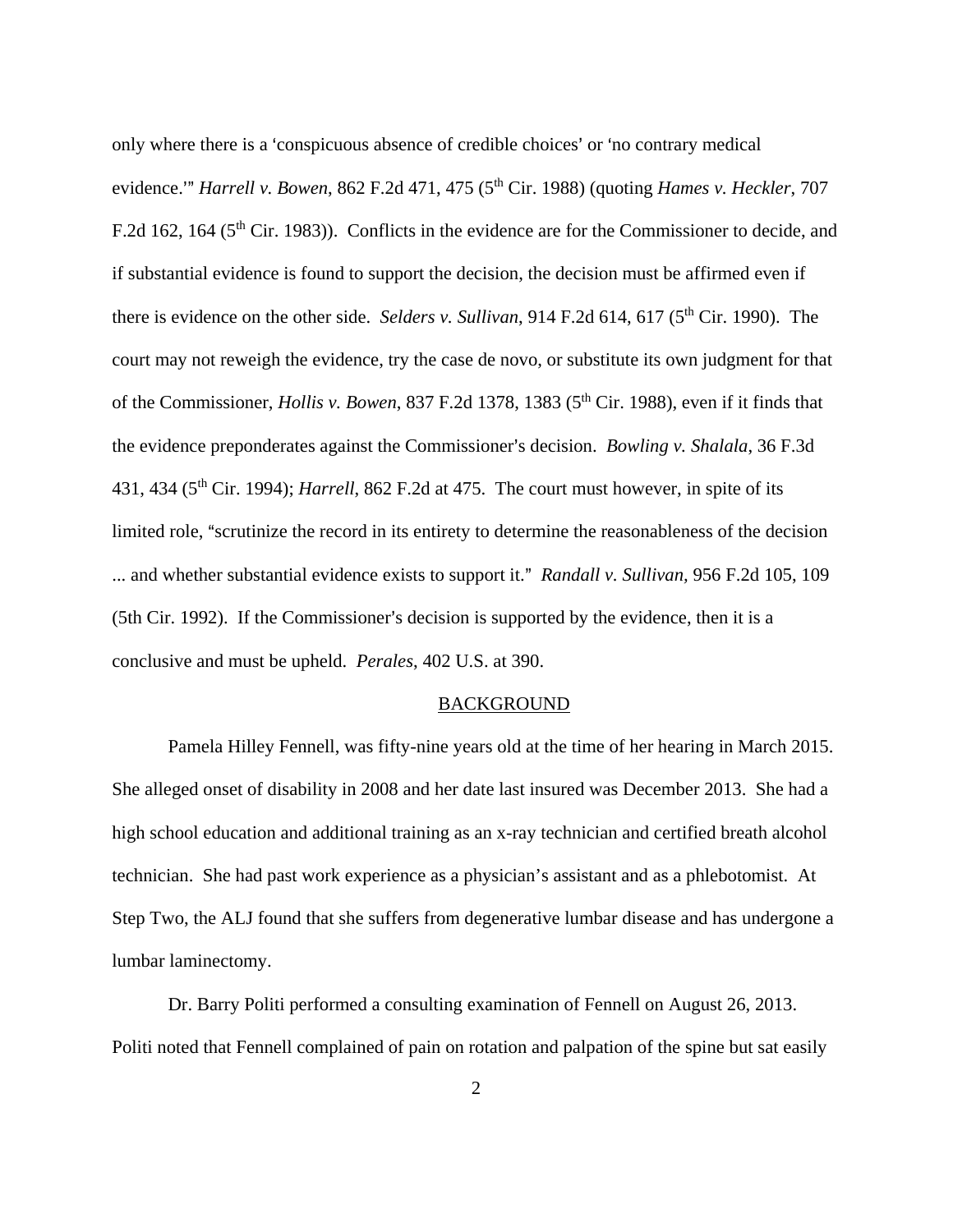only where there is a 'conspicuous absence of credible choices' or 'no contrary medical evidence.'" *Harrell v. Bowen*, 862 F.2d 471, 475 (5th Cir. 1988) (quoting *Hames v. Heckler*, 707 F.2d 162, 164 (5th Cir. 1983)). Conflicts in the evidence are for the Commissioner to decide, and if substantial evidence is found to support the decision, the decision must be affirmed even if there is evidence on the other side. *Selders v. Sullivan*, 914 F.2d 614, 617 (5th Cir. 1990). The court may not reweigh the evidence, try the case de novo, or substitute its own judgment for that of the Commissioner, *Hollis v. Bowen*, 837 F.2d 1378, 1383 (5th Cir. 1988), even if it finds that the evidence preponderates against the Commissioner's decision. *Bowling v. Shalala*, 36 F.3d 431, 434 (5th Cir. 1994); *Harrell*, 862 F.2d at 475. The court must however, in spite of its limited role, "scrutinize the record in its entirety to determine the reasonableness of the decision ... and whether substantial evidence exists to support it." *Randall v. Sullivan*, 956 F.2d 105, 109 (5th Cir. 1992). If the Commissioner's decision is supported by the evidence, then it is a conclusive and must be upheld. *Perales*, 402 U.S. at 390.

## BACKGROUND

Pamela Hilley Fennell, was fifty-nine years old at the time of her hearing in March 2015. She alleged onset of disability in 2008 and her date last insured was December 2013. She had a high school education and additional training as an x-ray technician and certified breath alcohol technician. She had past work experience as a physician's assistant and as a phlebotomist. At Step Two, the ALJ found that she suffers from degenerative lumbar disease and has undergone a lumbar laminectomy.

Dr. Barry Politi performed a consulting examination of Fennell on August 26, 2013. Politi noted that Fennell complained of pain on rotation and palpation of the spine but sat easily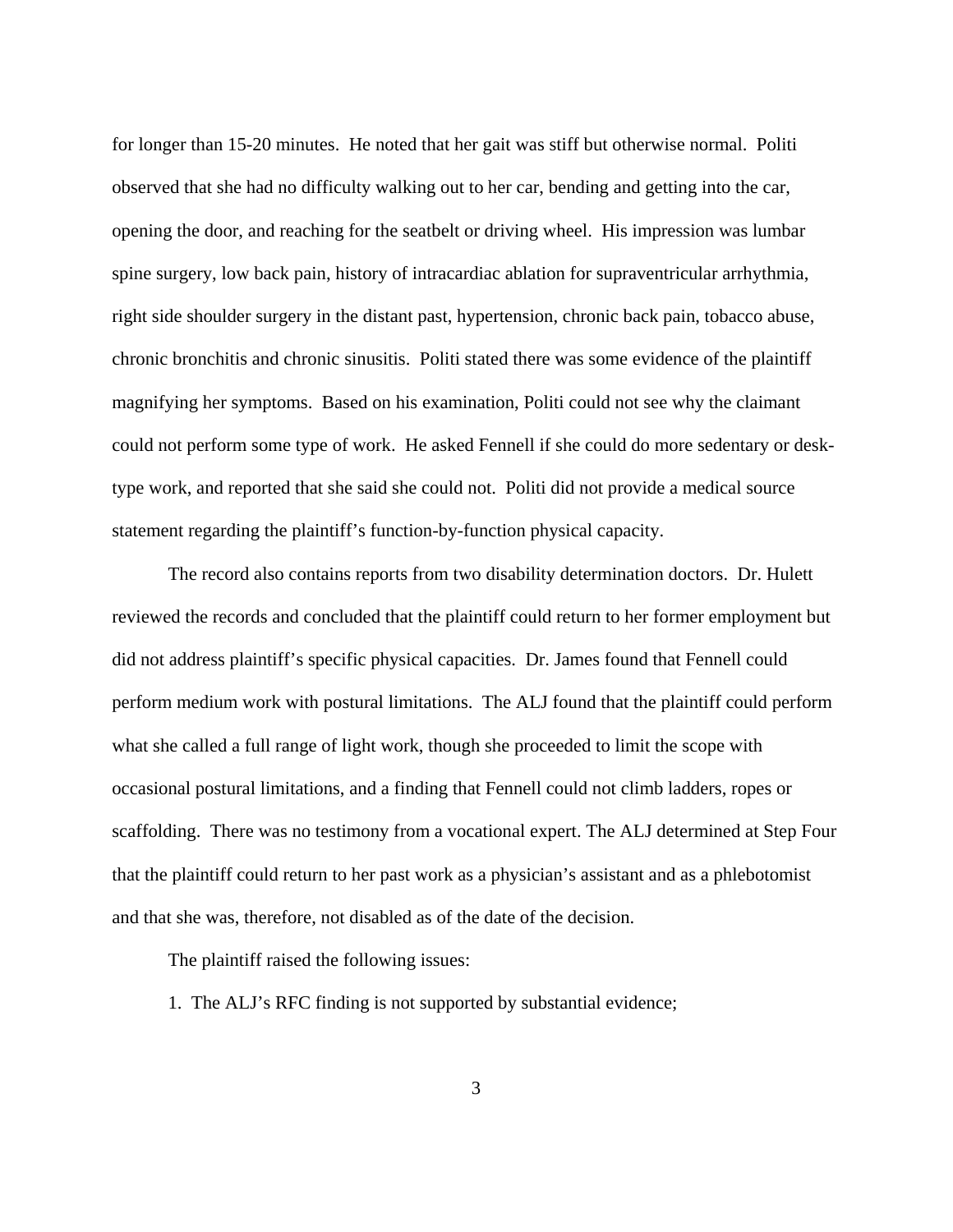for longer than 15-20 minutes. He noted that her gait was stiff but otherwise normal. Politi observed that she had no difficulty walking out to her car, bending and getting into the car, opening the door, and reaching for the seatbelt or driving wheel. His impression was lumbar spine surgery, low back pain, history of intracardiac ablation for supraventricular arrhythmia, right side shoulder surgery in the distant past, hypertension, chronic back pain, tobacco abuse, chronic bronchitis and chronic sinusitis. Politi stated there was some evidence of the plaintiff magnifying her symptoms. Based on his examination, Politi could not see why the claimant could not perform some type of work. He asked Fennell if she could do more sedentary or desk-type work, and reported that she said she could not. Politi did not provide a medical source statement regarding the plaintiff's function-by-function physical capacity.

The record also contains reports from two disability determination doctors. Dr. Hulett reviewed the records and concluded that the plaintiff could return to her former employment but did not address plaintiff's specific physical capacities. Dr. James found that Fennell could perform medium work with postural limitations. The ALJ found that the plaintiff could perform what she called a full range of light work, though she proceeded to limit the scope with occasional postural limitations, and a finding that Fennell could not climb ladders, ropes or scaffolding. There was no testimony from a vocational expert. The ALJ determined at Step Four that the plaintiff could return to her past work as a physician's assistant and as a phlebotomist and that she was, therefore, not disabled as of the date of the decision.

The plaintiff raised the following issues:

1. The ALJ's RFC finding is not supported by substantial evidence;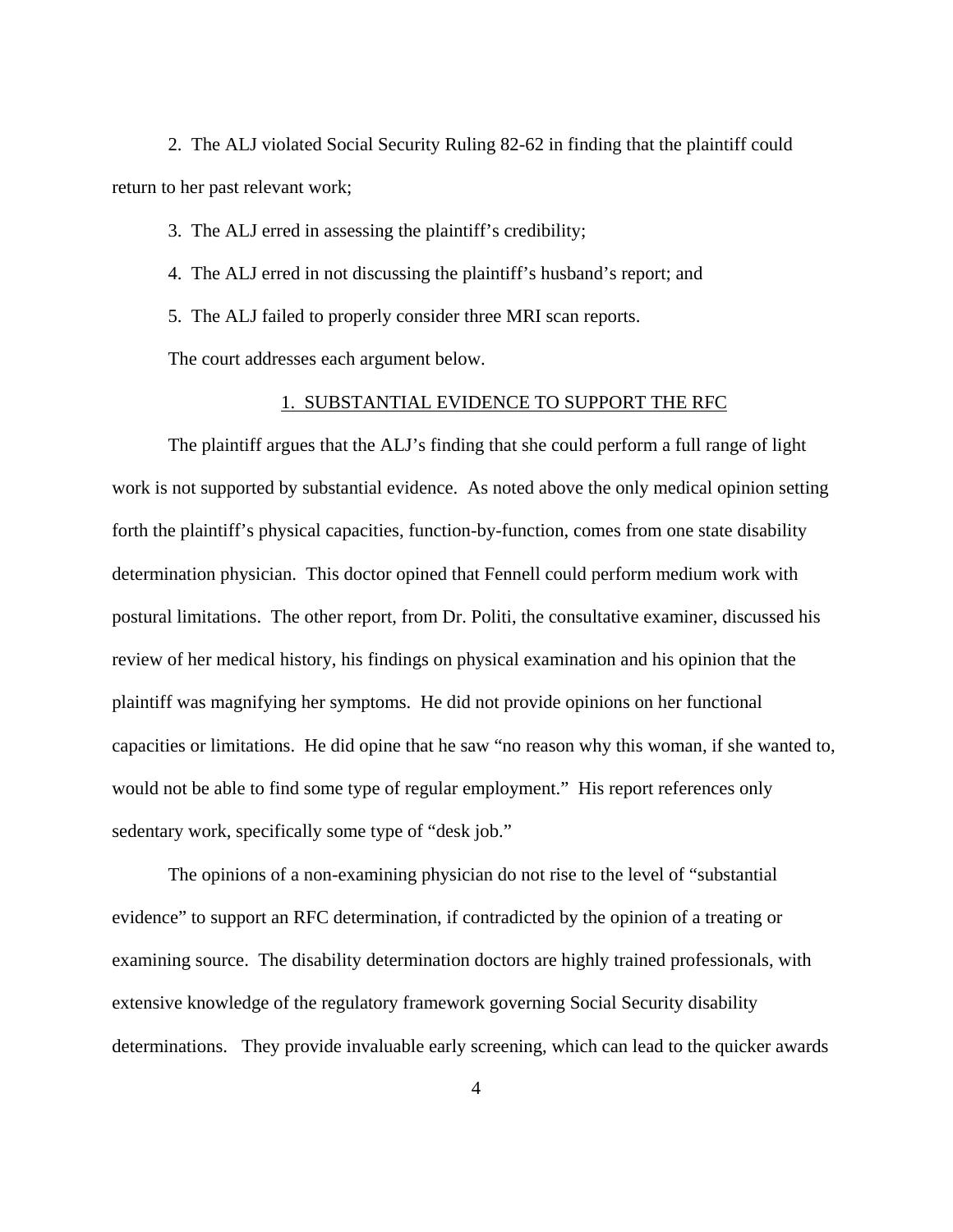2. The ALJ violated Social Security Ruling 82-62 in finding that the plaintiff could return to her past relevant work;

3. The ALJ erred in assessing the plaintiff's credibility;

4. The ALJ erred in not discussing the plaintiff's husband's report; and

5. The ALJ failed to properly consider three MRI scan reports.

The court addresses each argument below.

<u>1. SUBSTANTIAL EVIDENCE TO SUPPORT THE RFC</u>

The plaintiff argues that the ALJ's finding that she could perform a full range of light work is not supported by substantial evidence. As noted above the only medical opinion setting forth the plaintiff's physical capacities, function-by-function, comes from one state disability determination physician. This doctor opined that Fennell could perform medium work with postural limitations. The other report, from Dr. Politi, the consultative examiner, discussed his review of her medical history, his findings on physical examination and his opinion that the plaintiff was magnifying her symptoms. He did not provide opinions on her functional capacities or limitations. He did opine that he saw "no reason why this woman, if she wanted to, would not be able to find some type of regular employment." His report references only sedentary work, specifically some type of "desk job."

The opinions of a non-examining physician do not rise to the level of "substantial evidence" to support an RFC determination, if contradicted by the opinion of a treating or examining source. The disability determination doctors are highly trained professionals, with extensive knowledge of the regulatory framework governing Social Security disability determinations. They provide invaluable early screening, which can lead to the quicker awards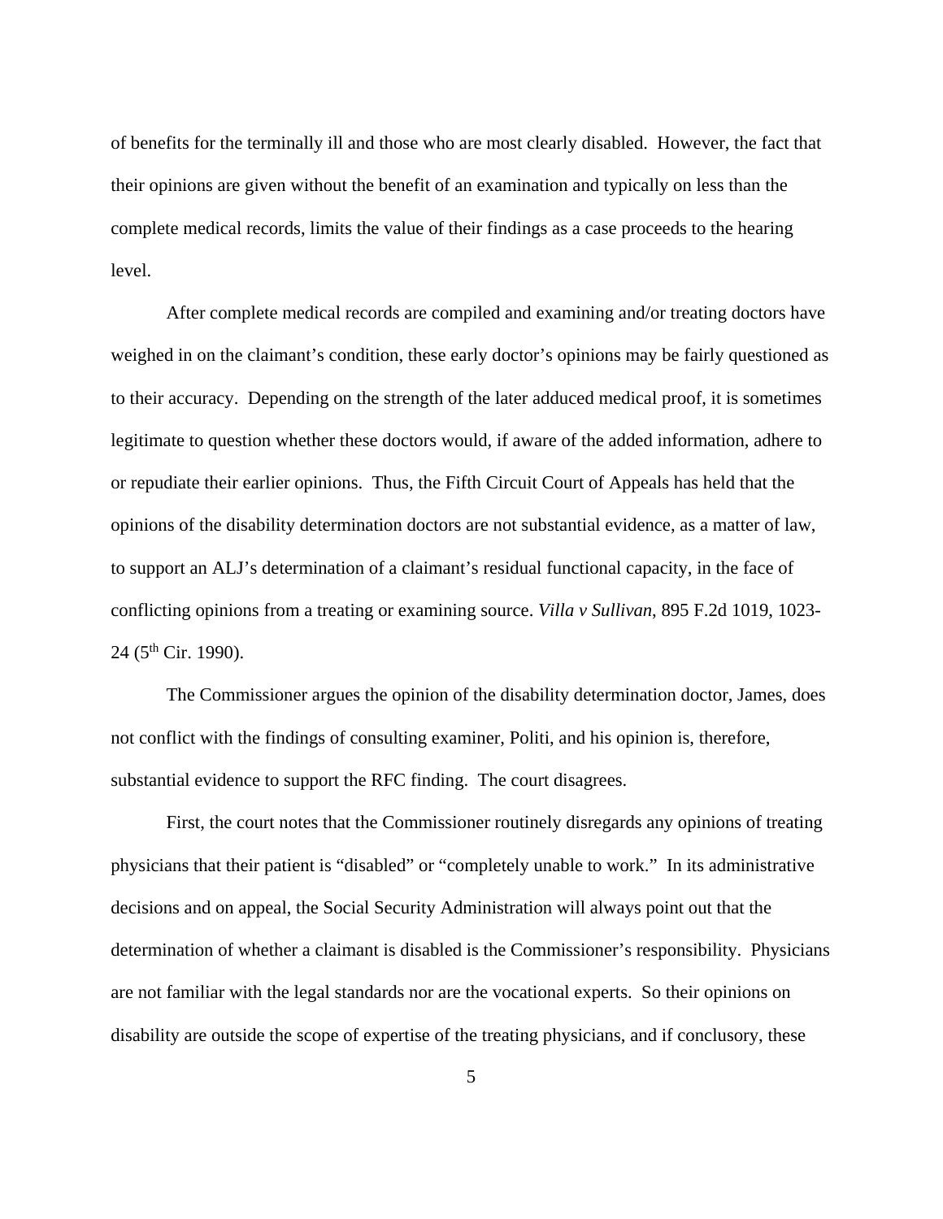of benefits for the terminally ill and those who are most clearly disabled. However, the fact that their opinions are given without the benefit of an examination and typically on less than the complete medical records, limits the value of their findings as a case proceeds to the hearing level.

After complete medical records are compiled and examining and/or treating doctors have weighed in on the claimant's condition, these early doctor's opinions may be fairly questioned as to their accuracy. Depending on the strength of the later adduced medical proof, it is sometimes legitimate to question whether these doctors would, if aware of the added information, adhere to or repudiate their earlier opinions. Thus, the Fifth Circuit Court of Appeals has held that the opinions of the disability determination doctors are not substantial evidence, as a matter of law, to support an ALJ's determination of a claimant's residual functional capacity, in the face of conflicting opinions from a treating or examining source. *Villa v Sullivan*, 895 F.2d 1019, 1023-24 (5th Cir. 1990).

The Commissioner argues the opinion of the disability determination doctor, James, does not conflict with the findings of consulting examiner, Politi, and his opinion is, therefore, substantial evidence to support the RFC finding. The court disagrees.

First, the court notes that the Commissioner routinely disregards any opinions of treating physicians that their patient is "disabled" or "completely unable to work." In its administrative decisions and on appeal, the Social Security Administration will always point out that the determination of whether a claimant is disabled is the Commissioner's responsibility. Physicians are not familiar with the legal standards nor are the vocational experts. So their opinions on disability are outside the scope of expertise of the treating physicians, and if conclusory, these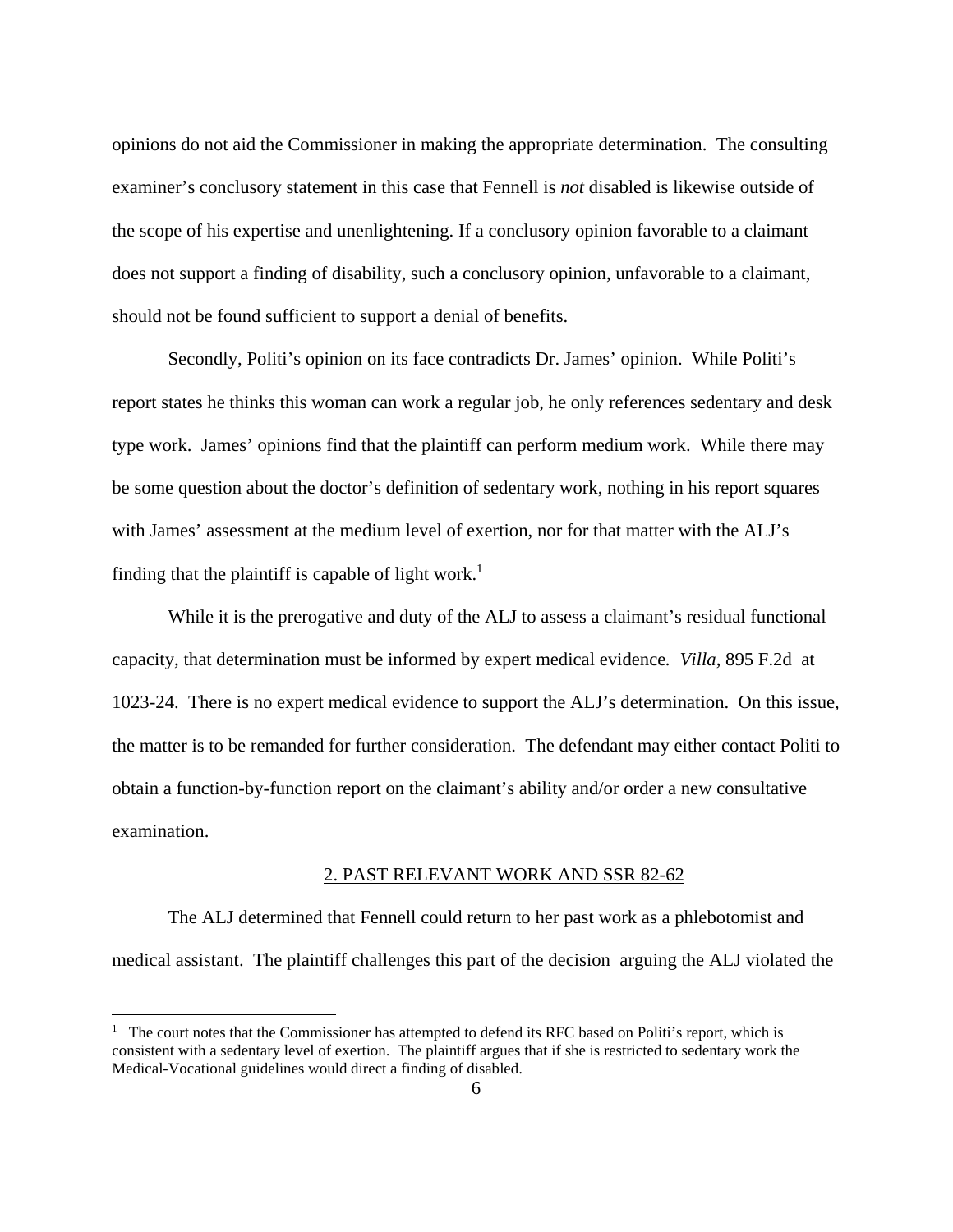opinions do not aid the Commissioner in making the appropriate determination. The consulting examiner's conclusory statement in this case that Fennell is *not* disabled is likewise outside of the scope of his expertise and unenlightening. If a conclusory opinion favorable to a claimant does not support a finding of disability, such a conclusory opinion, unfavorable to a claimant, should not be found sufficient to support a denial of benefits.

Secondly, Politi's opinion on its face contradicts Dr. James' opinion. While Politi's report states he thinks this woman can work a regular job, he only references sedentary and desk type work. James' opinions find that the plaintiff can perform medium work. While there may be some question about the doctor's definition of sedentary work, nothing in his report squares with James' assessment at the medium level of exertion, nor for that matter with the ALJ's finding that the plaintiff is capable of light work.[1]

While it is the prerogative and duty of the ALJ to assess a claimant's residual functional capacity, that determination must be informed by expert medical evidence. *Villa*, 895 F.2d at 1023-24. There is no expert medical evidence to support the ALJ's determination. On this issue, the matter is to be remanded for further consideration. The defendant may either contact Politi to obtain a function-by-function report on the claimant's ability and/or order a new consultative examination.

## 2. PAST RELEVANT WORK AND SSR 82-62

The ALJ determined that Fennell could return to her past work as a phlebotomist and medical assistant. The plaintiff challenges this part of the decision arguing the ALJ violated the

---

[1] The court notes that the Commissioner has attempted to defend its RFC based on Politi's report, which is consistent with a sedentary level of exertion. The plaintiff argues that if she is restricted to sedentary work the Medical-Vocational guidelines would direct a finding of disabled.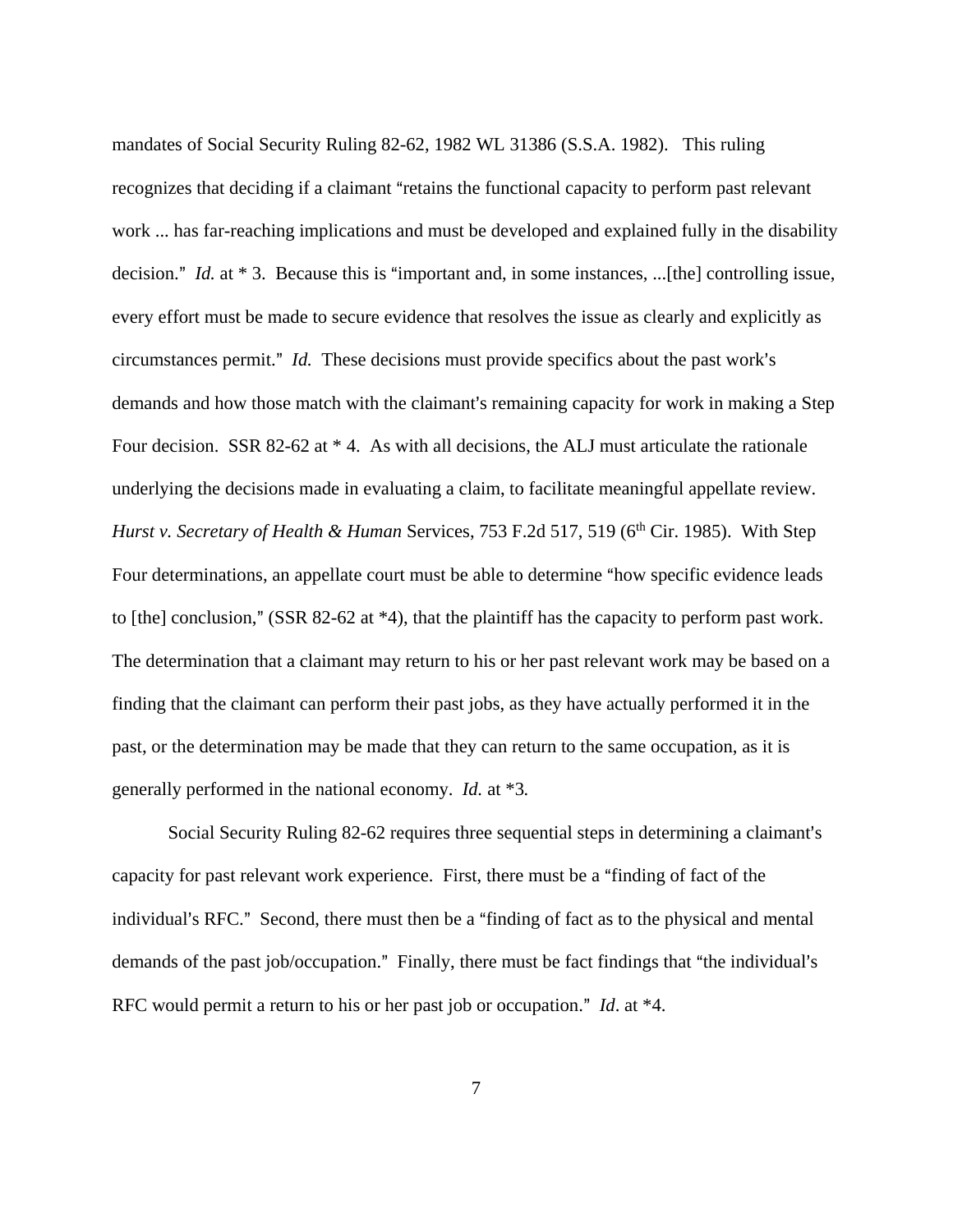mandates of Social Security Ruling 82-62, 1982 WL 31386 (S.S.A. 1982). This ruling recognizes that deciding if a claimant "retains the functional capacity to perform past relevant work ... has far-reaching implications and must be developed and explained fully in the disability decision." *Id.* at * 3. Because this is "important and, in some instances, ...[the] controlling issue, every effort must be made to secure evidence that resolves the issue as clearly and explicitly as circumstances permit." *Id.* These decisions must provide specifics about the past work's demands and how those match with the claimant's remaining capacity for work in making a Step Four decision. SSR 82-62 at * 4. As with all decisions, the ALJ must articulate the rationale underlying the decisions made in evaluating a claim, to facilitate meaningful appellate review. *Hurst v. Secretary of Health & Human* Services, 753 F.2d 517, 519 (6th Cir. 1985). With Step Four determinations, an appellate court must be able to determine "how specific evidence leads to [the] conclusion," (SSR 82-62 at *4), that the plaintiff has the capacity to perform past work. The determination that a claimant may return to his or her past relevant work may be based on a finding that the claimant can perform their past jobs, as they have actually performed it in the past, or the determination may be made that they can return to the same occupation, as it is generally performed in the national economy. *Id.* at *3.

Social Security Ruling 82-62 requires three sequential steps in determining a claimant's capacity for past relevant work experience. First, there must be a "finding of fact of the individual's RFC." Second, there must then be a "finding of fact as to the physical and mental demands of the past job/occupation." Finally, there must be fact findings that "the individual's RFC would permit a return to his or her past job or occupation." *Id*. at *4.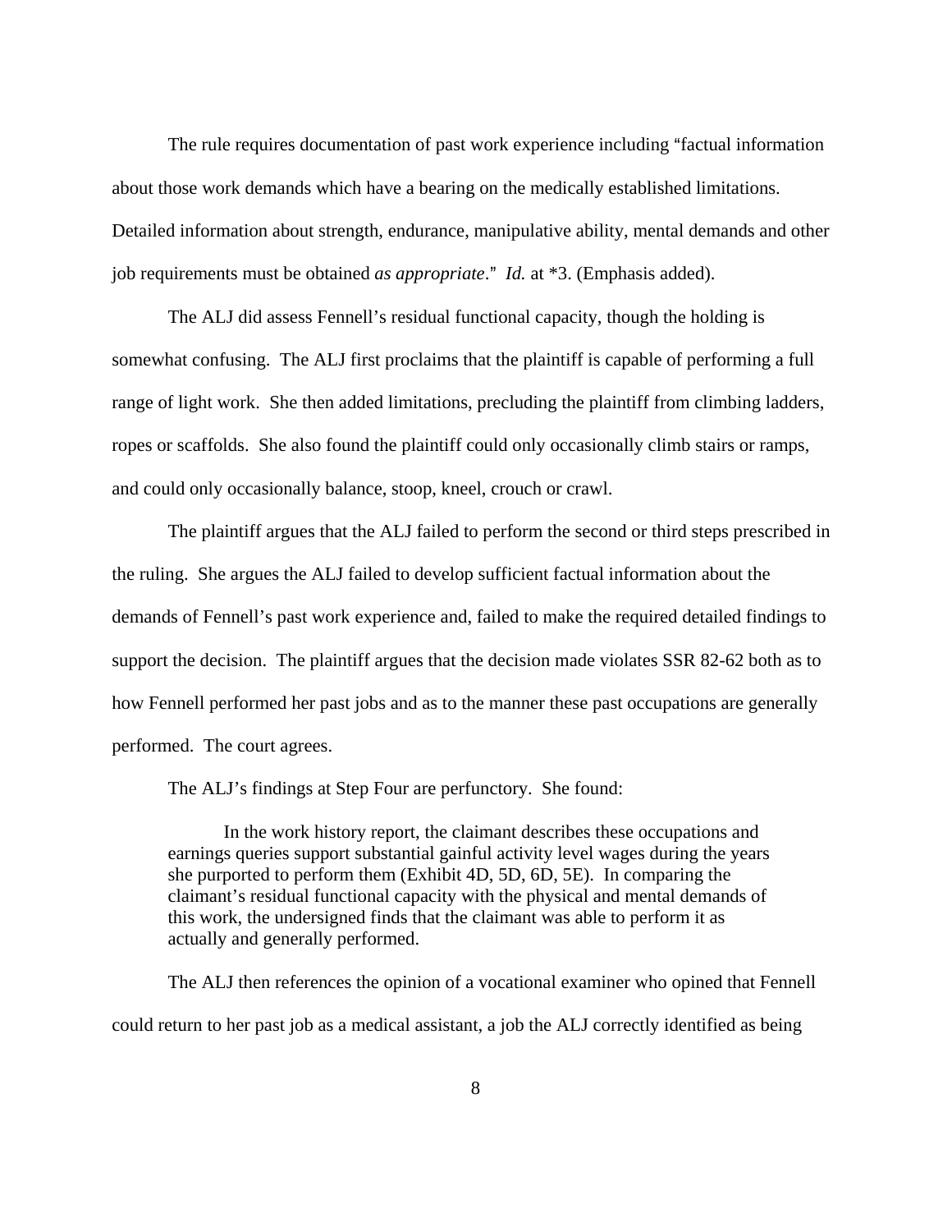The rule requires documentation of past work experience including "factual information about those work demands which have a bearing on the medically established limitations. Detailed information about strength, endurance, manipulative ability, mental demands and other job requirements must be obtained *as appropriate*." *Id.* at *3. (Emphasis added).

The ALJ did assess Fennell's residual functional capacity, though the holding is somewhat confusing. The ALJ first proclaims that the plaintiff is capable of performing a full range of light work. She then added limitations, precluding the plaintiff from climbing ladders, ropes or scaffolds. She also found the plaintiff could only occasionally climb stairs or ramps, and could only occasionally balance, stoop, kneel, crouch or crawl.

The plaintiff argues that the ALJ failed to perform the second or third steps prescribed in the ruling. She argues the ALJ failed to develop sufficient factual information about the demands of Fennell's past work experience and, failed to make the required detailed findings to support the decision. The plaintiff argues that the decision made violates SSR 82-62 both as to how Fennell performed her past jobs and as to the manner these past occupations are generally performed. The court agrees.

The ALJ's findings at Step Four are perfunctory. She found:

> In the work history report, the claimant describes these occupations and earnings queries support substantial gainful activity level wages during the years she purported to perform them (Exhibit 4D, 5D, 6D, 5E). In comparing the claimant's residual functional capacity with the physical and mental demands of this work, the undersigned finds that the claimant was able to perform it as actually and generally performed.

The ALJ then references the opinion of a vocational examiner who opined that Fennell could return to her past job as a medical assistant, a job the ALJ correctly identified as being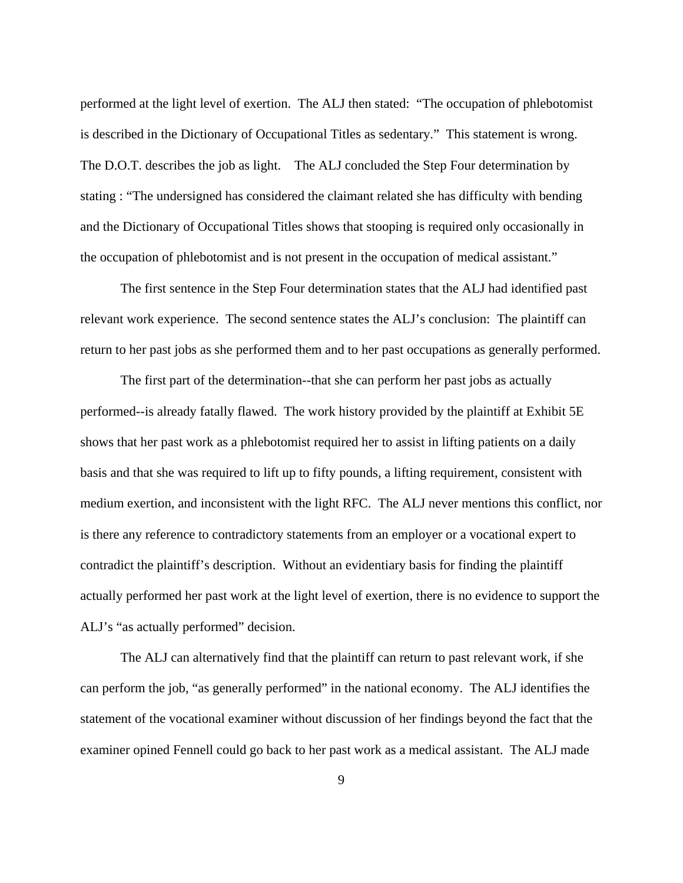performed at the light level of exertion. The ALJ then stated: "The occupation of phlebotomist is described in the Dictionary of Occupational Titles as sedentary." This statement is wrong. The D.O.T. describes the job as light. The ALJ concluded the Step Four determination by stating : "The undersigned has considered the claimant related she has difficulty with bending and the Dictionary of Occupational Titles shows that stooping is required only occasionally in the occupation of phlebotomist and is not present in the occupation of medical assistant."

The first sentence in the Step Four determination states that the ALJ had identified past relevant work experience. The second sentence states the ALJ's conclusion: The plaintiff can return to her past jobs as she performed them and to her past occupations as generally performed.

The first part of the determination--that she can perform her past jobs as actually performed--is already fatally flawed. The work history provided by the plaintiff at Exhibit 5E shows that her past work as a phlebotomist required her to assist in lifting patients on a daily basis and that she was required to lift up to fifty pounds, a lifting requirement, consistent with medium exertion, and inconsistent with the light RFC. The ALJ never mentions this conflict, nor is there any reference to contradictory statements from an employer or a vocational expert to contradict the plaintiff's description. Without an evidentiary basis for finding the plaintiff actually performed her past work at the light level of exertion, there is no evidence to support the ALJ's "as actually performed" decision.

The ALJ can alternatively find that the plaintiff can return to past relevant work, if she can perform the job, "as generally performed" in the national economy. The ALJ identifies the statement of the vocational examiner without discussion of her findings beyond the fact that the examiner opined Fennell could go back to her past work as a medical assistant. The ALJ made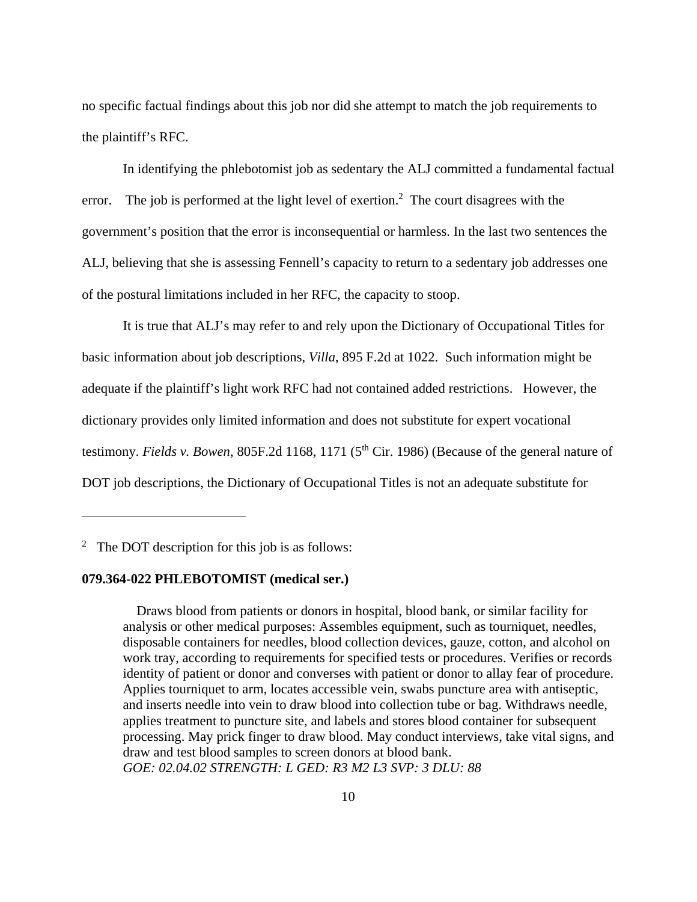no specific factual findings about this job nor did she attempt to match the job requirements to the plaintiff's RFC.

In identifying the phlebotomist job as sedentary the ALJ committed a fundamental factual error. The job is performed at the light level of exertion.[2] The court disagrees with the government's position that the error is inconsequential or harmless. In the last two sentences the ALJ, believing that she is assessing Fennell's capacity to return to a sedentary job addresses one of the postural limitations included in her RFC, the capacity to stoop.

It is true that ALJ's may refer to and rely upon the Dictionary of Occupational Titles for basic information about job descriptions, *Villa*, 895 F.2d at 1022. Such information might be adequate if the plaintiff's light work RFC had not contained added restrictions. However, the dictionary provides only limited information and does not substitute for expert vocational testimony. *Fields v. Bowen,* 805F.2d 1168, 1171 (5th Cir. 1986) (Because of the general nature of DOT job descriptions, the Dictionary of Occupational Titles is not an adequate substitute for

---

[2] The DOT description for this job is as follows:

**079.364-022 PHLEBOTOMIST (medical ser.)**

> Draws blood from patients or donors in hospital, blood bank, or similar facility for analysis or other medical purposes: Assembles equipment, such as tourniquet, needles, disposable containers for needles, blood collection devices, gauze, cotton, and alcohol on work tray, according to requirements for specified tests or procedures. Verifies or records identity of patient or donor and converses with patient or donor to allay fear of procedure. Applies tourniquet to arm, locates accessible vein, swabs puncture area with antiseptic, and inserts needle into vein to draw blood into collection tube or bag. Withdraws needle, applies treatment to puncture site, and labels and stores blood container for subsequent processing. May prick finger to draw blood. May conduct interviews, take vital signs, and draw and test blood samples to screen donors at blood bank.
> *GOE: 02.04.02 STRENGTH: L GED: R3 M2 L3 SVP: 3 DLU: 88*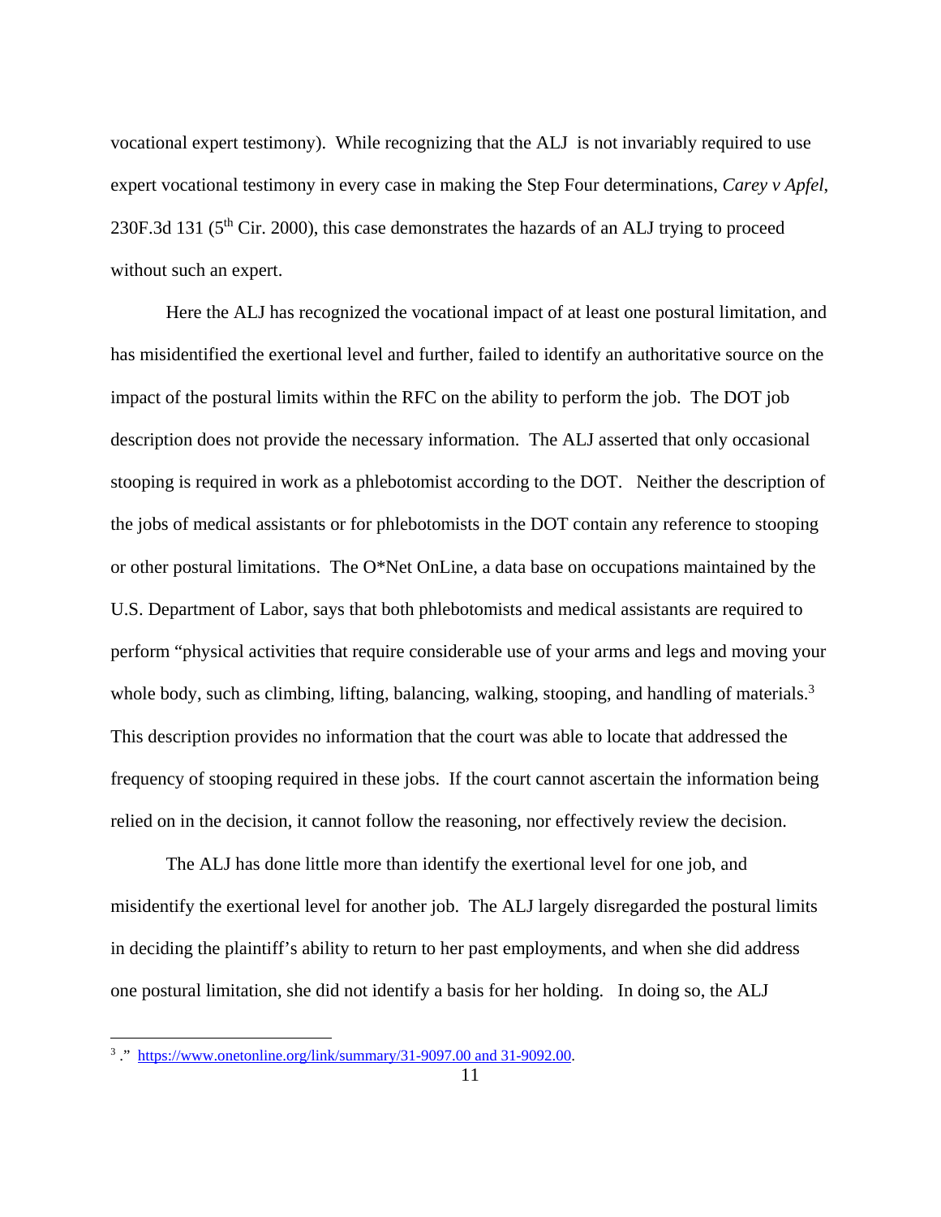vocational expert testimony). While recognizing that the ALJ is not invariably required to use expert vocational testimony in every case in making the Step Four determinations, *Carey v Apfel*, 230F.3d 131 (5th Cir. 2000), this case demonstrates the hazards of an ALJ trying to proceed without such an expert.

Here the ALJ has recognized the vocational impact of at least one postural limitation, and has misidentified the exertional level and further, failed to identify an authoritative source on the impact of the postural limits within the RFC on the ability to perform the job. The DOT job description does not provide the necessary information. The ALJ asserted that only occasional stooping is required in work as a phlebotomist according to the DOT. Neither the description of the jobs of medical assistants or for phlebotomists in the DOT contain any reference to stooping or other postural limitations. The O*Net OnLine, a data base on occupations maintained by the U.S. Department of Labor, says that both phlebotomists and medical assistants are required to perform "physical activities that require considerable use of your arms and legs and moving your whole body, such as climbing, lifting, balancing, walking, stooping, and handling of materials.[3] This description provides no information that the court was able to locate that addressed the frequency of stooping required in these jobs. If the court cannot ascertain the information being relied on in the decision, it cannot follow the reasoning, nor effectively review the decision.

The ALJ has done little more than identify the exertional level for one job, and misidentify the exertional level for another job. The ALJ largely disregarded the postural limits in deciding the plaintiff's ability to return to her past employments, and when she did address one postural limitation, she did not identify a basis for her holding. In doing so, the ALJ

[3] ." https://www.onetonline.org/link/summary/31-9097.00 and 31-9092.00.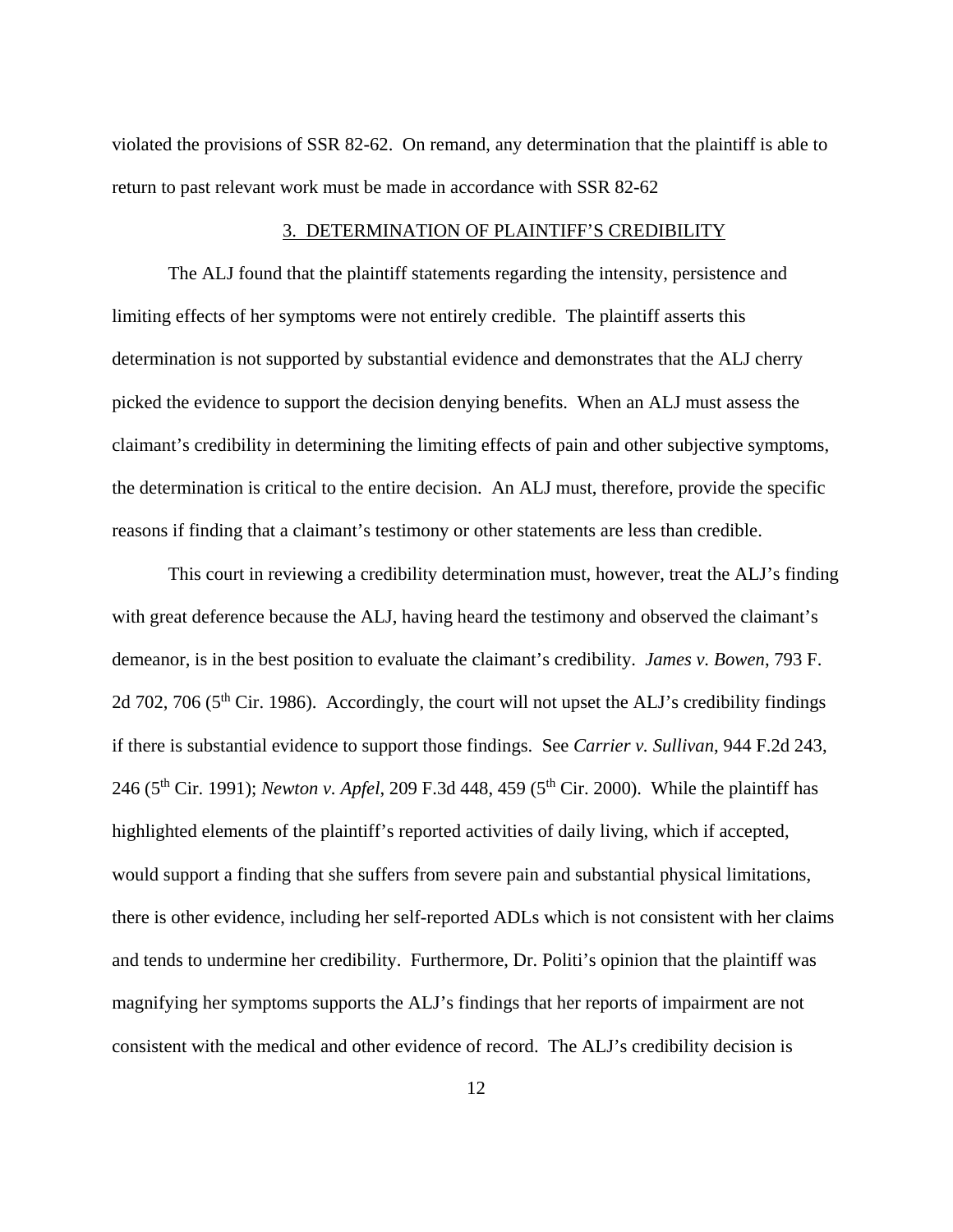violated the provisions of SSR 82-62. On remand, any determination that the plaintiff is able to return to past relevant work must be made in accordance with SSR 82-62

## 3. DETERMINATION OF PLAINTIFF'S CREDIBILITY

The ALJ found that the plaintiff statements regarding the intensity, persistence and limiting effects of her symptoms were not entirely credible. The plaintiff asserts this determination is not supported by substantial evidence and demonstrates that the ALJ cherry picked the evidence to support the decision denying benefits. When an ALJ must assess the claimant's credibility in determining the limiting effects of pain and other subjective symptoms, the determination is critical to the entire decision. An ALJ must, therefore, provide the specific reasons if finding that a claimant's testimony or other statements are less than credible.

This court in reviewing a credibility determination must, however, treat the ALJ's finding with great deference because the ALJ, having heard the testimony and observed the claimant's demeanor, is in the best position to evaluate the claimant's credibility. *James v. Bowen*, 793 F. 2d 702, 706 (5th Cir. 1986). Accordingly, the court will not upset the ALJ's credibility findings if there is substantial evidence to support those findings. See *Carrier v. Sullivan*, 944 F.2d 243, 246 (5th Cir. 1991); *Newton v. Apfel*, 209 F.3d 448, 459 (5th Cir. 2000). While the plaintiff has highlighted elements of the plaintiff's reported activities of daily living, which if accepted, would support a finding that she suffers from severe pain and substantial physical limitations, there is other evidence, including her self-reported ADLs which is not consistent with her claims and tends to undermine her credibility. Furthermore, Dr. Politi's opinion that the plaintiff was magnifying her symptoms supports the ALJ's findings that her reports of impairment are not consistent with the medical and other evidence of record. The ALJ's credibility decision is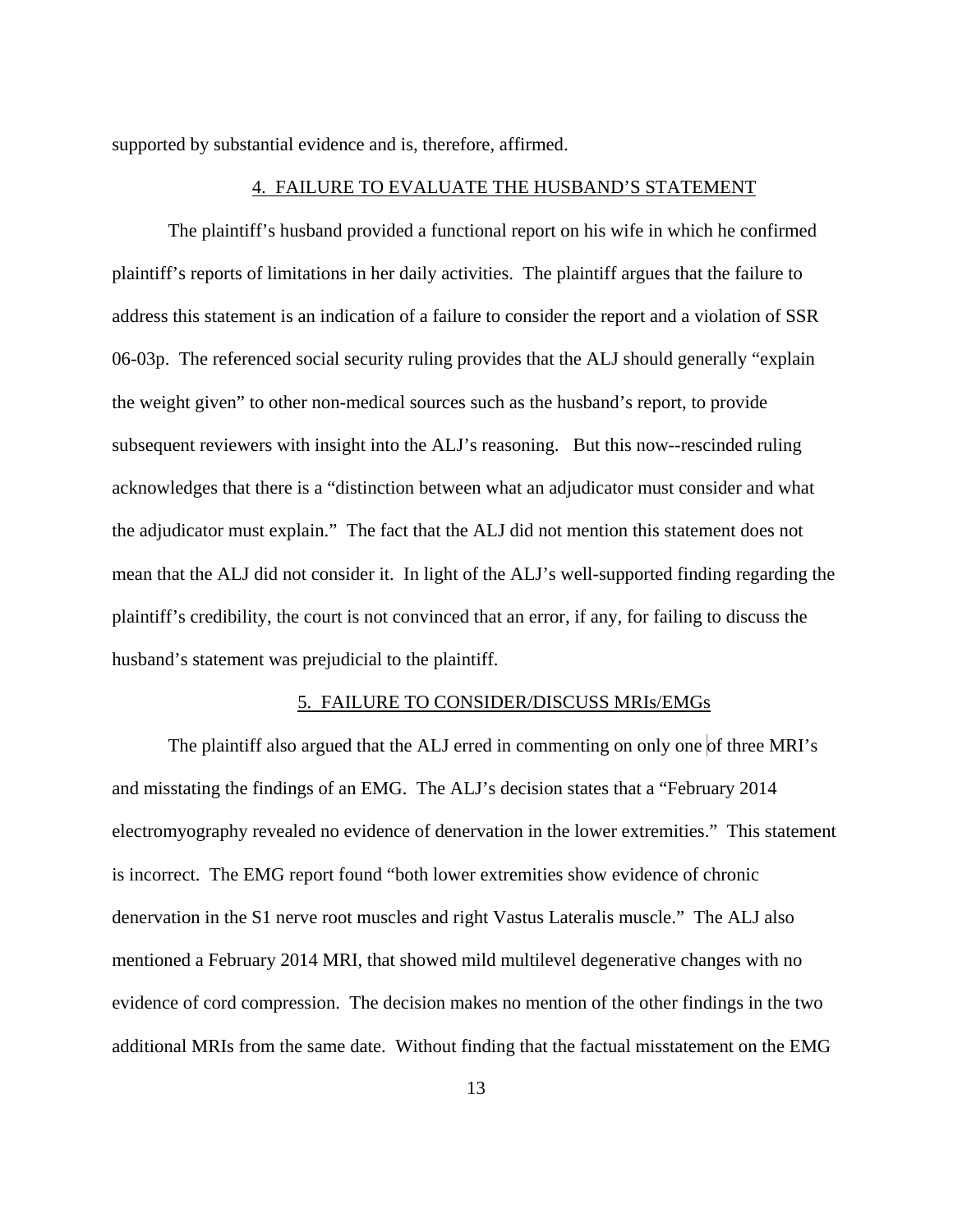supported by substantial evidence and is, therefore, affirmed.

## 4. FAILURE TO EVALUATE THE HUSBAND'S STATEMENT

The plaintiff's husband provided a functional report on his wife in which he confirmed plaintiff's reports of limitations in her daily activities. The plaintiff argues that the failure to address this statement is an indication of a failure to consider the report and a violation of SSR 06-03p. The referenced social security ruling provides that the ALJ should generally "explain the weight given" to other non-medical sources such as the husband's report, to provide subsequent reviewers with insight into the ALJ's reasoning. But this now--rescinded ruling acknowledges that there is a "distinction between what an adjudicator must consider and what the adjudicator must explain." The fact that the ALJ did not mention this statement does not mean that the ALJ did not consider it. In light of the ALJ's well-supported finding regarding the plaintiff's credibility, the court is not convinced that an error, if any, for failing to discuss the husband's statement was prejudicial to the plaintiff.

## 5. FAILURE TO CONSIDER/DISCUSS MRIs/EMGs

The plaintiff also argued that the ALJ erred in commenting on only one of three MRI's and misstating the findings of an EMG. The ALJ's decision states that a "February 2014 electromyography revealed no evidence of denervation in the lower extremities." This statement is incorrect. The EMG report found "both lower extremities show evidence of chronic denervation in the S1 nerve root muscles and right Vastus Lateralis muscle." The ALJ also mentioned a February 2014 MRI, that showed mild multilevel degenerative changes with no evidence of cord compression. The decision makes no mention of the other findings in the two additional MRIs from the same date. Without finding that the factual misstatement on the EMG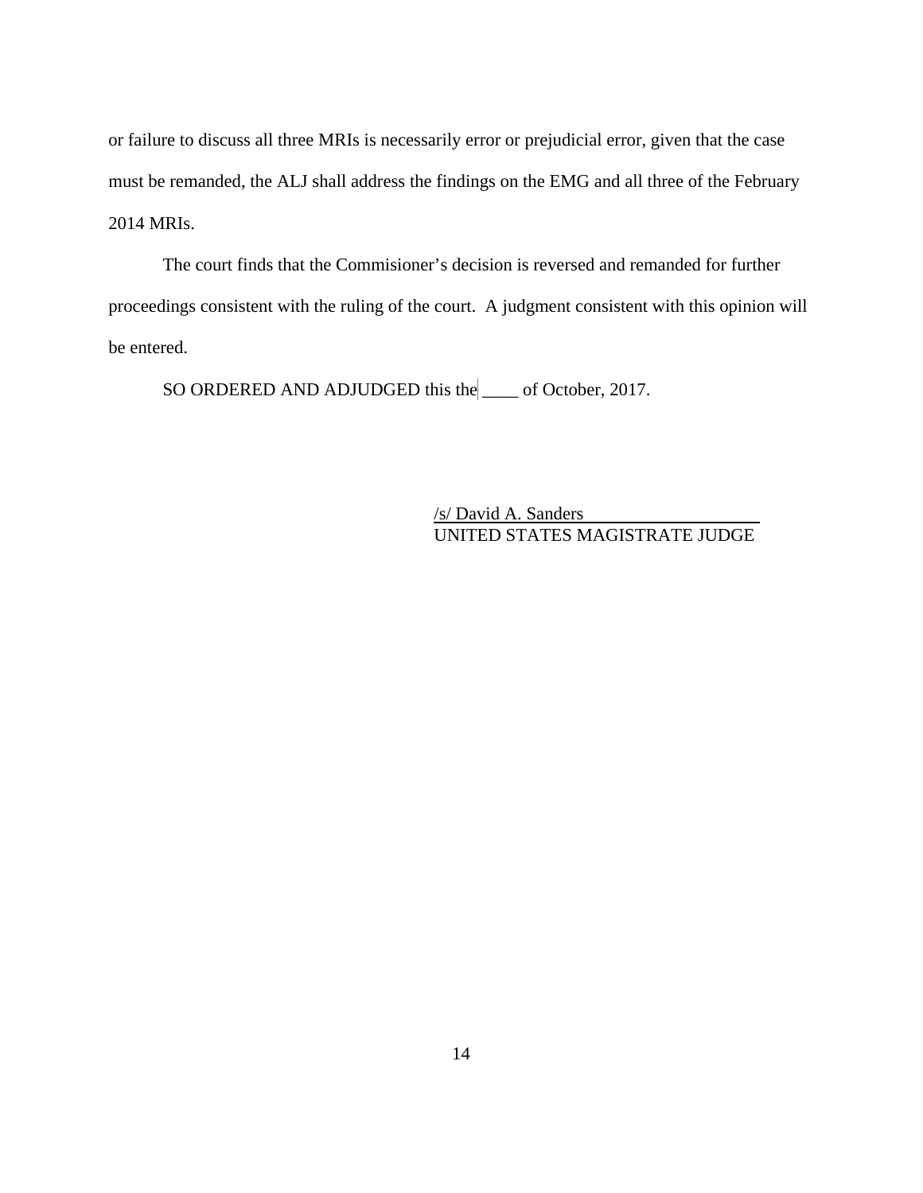or failure to discuss all three MRIs is necessarily error or prejudicial error, given that the case must be remanded, the ALJ shall address the findings on the EMG and all three of the February 2014 MRIs.

The court finds that the Commisioner's decision is reversed and remanded for further proceedings consistent with the ruling of the court. A judgment consistent with this opinion will be entered.

SO ORDERED AND ADJUDGED this the ____ of October, 2017.

/s/ David A. Sanders
UNITED STATES MAGISTRATE JUDGE